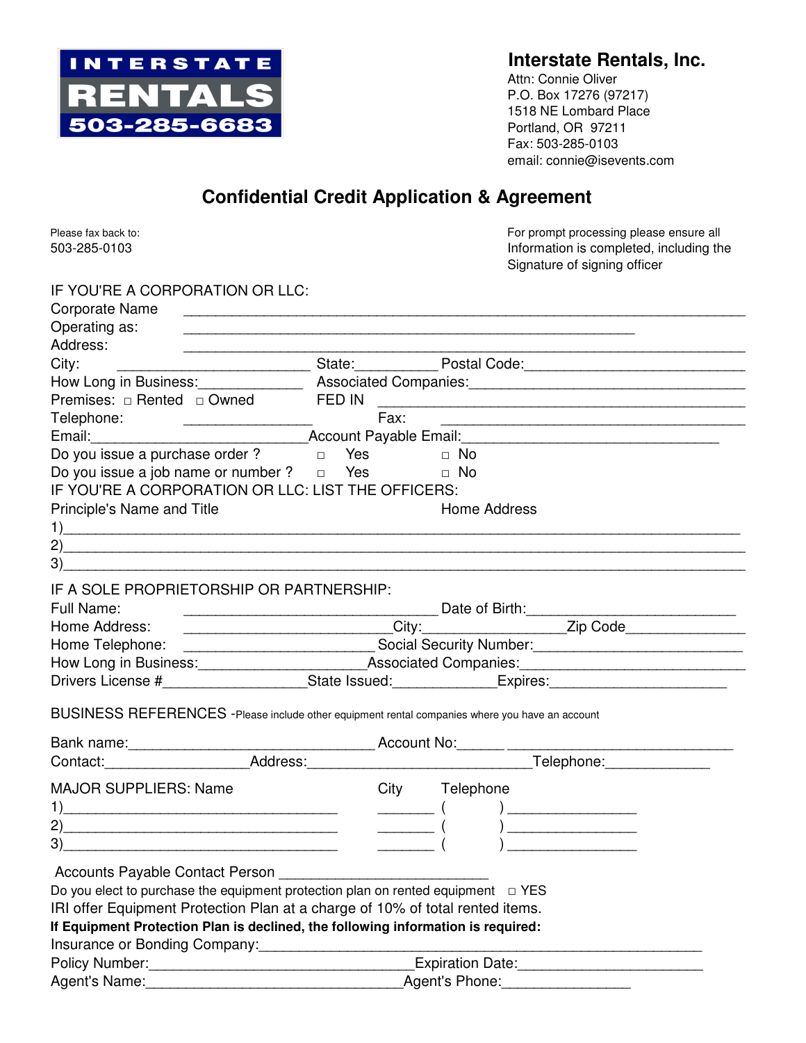**INTERSTATE RENTALS 503-285-6683**

## Interstate Rentals, Inc.

Attn: Connie Oliver
P.O. Box 17276 (97217)
1518 NE Lombard Place
Portland, OR 97211
Fax: 503-285-0103
email: connie@isevents.com

# Confidential Credit Application & Agreement

Please fax back to:
503-285-0103

For prompt processing please ensure all Information is completed, including the Signature of signing officer

IF YOU'RE A CORPORATION OR LLC:

Corporate Name ________________________________________________

Operating as: ________________________________________________

Address: ________________________________________________

City: ______________________ State:__________ Postal Code:______________________

How Long in Business:____________ Associated Companies:______________________________

Premises: □ Rented □ Owned FED IN ______________________________________

Telephone: ______________ Fax: ______________________________________

Email:________________________Account Payable Email:____________________________

Do you issue a purchase order ? □ Yes □ No

Do you issue a job name or number ? □ Yes □ No

IF YOU'RE A CORPORATION OR LLC: LIST THE OFFICERS:

Principle's Name and Title Home Address

1)______________________________________________________________________

2)______________________________________________________________________

3)______________________________________________________________________

IF A SOLE PROPRIETORSHIP OR PARTNERSHIP:

Full Name: ____________________________ Date of Birth:______________________

Home Address: ______________________City:_______________Zip Code_____________

Home Telephone: ____________________ Social Security Number:______________________

How Long in Business:___________________Associated Companies:______________________

Drivers License #________________State Issued:____________Expires:____________________

BUSINESS REFERENCES -Please include other equipment rental companies where you have an account

Bank name:____________________________ Account No:______ ________________________

Contact:________________Address:__________________________Telephone:____________

MAJOR SUPPLIERS: Name City Telephone

1)______________________________ _______ (   ) ______________

2)______________________________ _______ (   ) ______________

3)______________________________ _______ (   ) ______________

Accounts Payable Contact Person _________________________

Do you elect to purchase the equipment protection plan on rented equipment □ YES

IRI offer Equipment Protection Plan at a charge of 10% of total rented items.

**If Equipment Protection Plan is declined, the following information is required:**

Insurance or Bonding Company:__________________________________________________

Policy Number:____________________________Expiration Date:______________________

Agent's Name:_____________________________Agent's Phone:_______________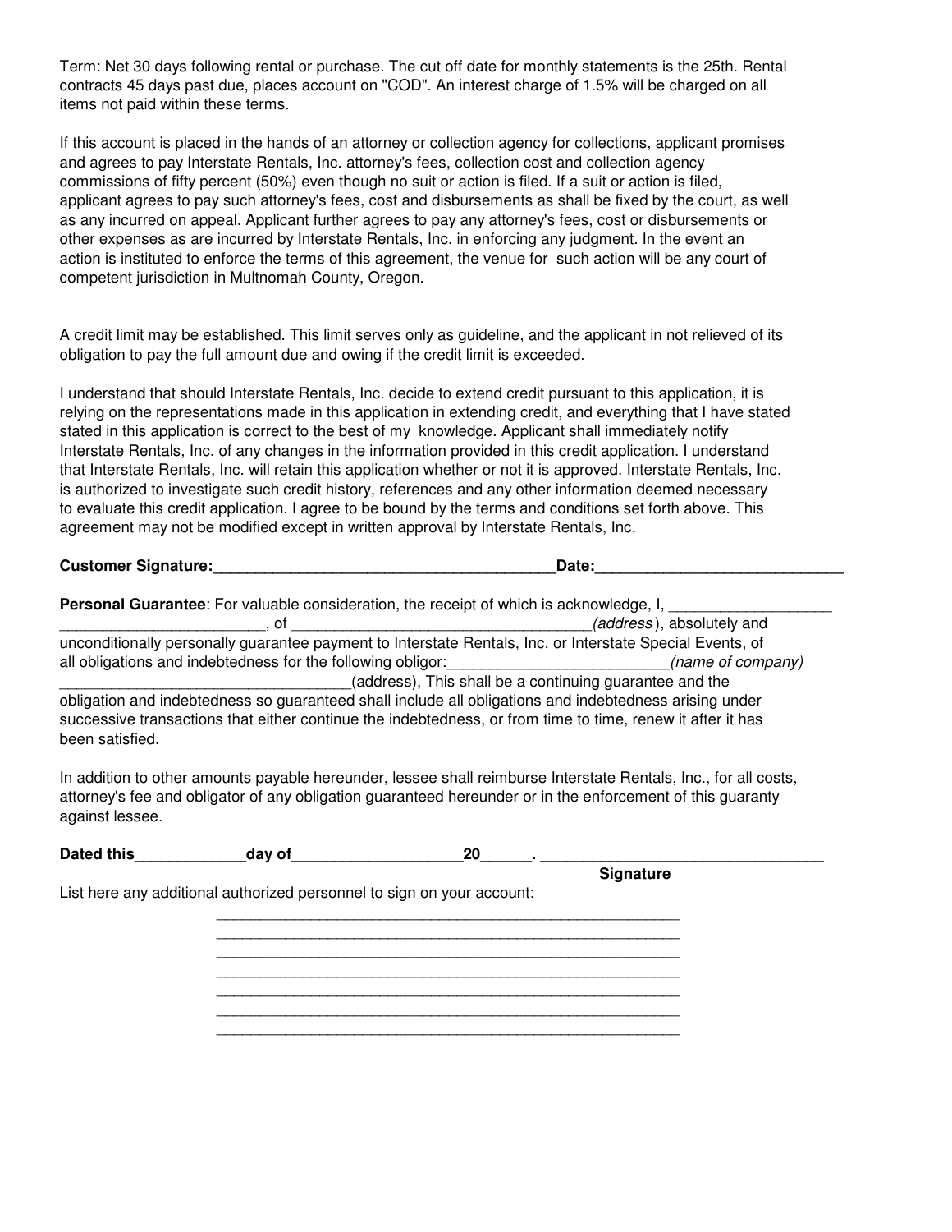Term: Net 30 days following rental or purchase. The cut off date for monthly statements is the 25th. Rental contracts 45 days past due, places account on "COD". An interest charge of 1.5% will be charged on all items not paid within these terms.

If this account is placed in the hands of an attorney or collection agency for collections, applicant promises and agrees to pay Interstate Rentals, Inc. attorney's fees, collection cost and collection agency commissions of fifty percent (50%) even though no suit or action is filed. If a suit or action is filed, applicant agrees to pay such attorney's fees, cost and disbursements as shall be fixed by the court, as well as any incurred on appeal. Applicant further agrees to pay any attorney's fees, cost or disbursements or other expenses as are incurred by Interstate Rentals, Inc. in enforcing any judgment. In the event an action is instituted to enforce the terms of this agreement, the venue for such action will be any court of competent jurisdiction in Multnomah County, Oregon.

A credit limit may be established. This limit serves only as guideline, and the applicant in not relieved of its obligation to pay the full amount due and owing if the credit limit is exceeded.

I understand that should Interstate Rentals, Inc. decide to extend credit pursuant to this application, it is relying on the representations made in this application in extending credit, and everything that I have stated stated in this application is correct to the best of my knowledge. Applicant shall immediately notify Interstate Rentals, Inc. of any changes in the information provided in this credit application. I understand that Interstate Rentals, Inc. will retain this application whether or not it is approved. Interstate Rentals, Inc. is authorized to investigate such credit history, references and any other information deemed necessary to evaluate this credit application. I agree to be bound by the terms and conditions set forth above. This agreement may not be modified except in written approval by Interstate Rentals, Inc.

**Customer Signature:\_\_\_\_\_\_\_\_\_\_\_\_\_\_\_\_\_\_\_\_\_\_\_\_\_\_\_\_\_\_\_\_\_\_\_\_\_\_\_\_Date:\_\_\_\_\_\_\_\_\_\_\_\_\_\_\_\_\_\_\_\_\_\_\_\_\_\_\_\_\_**

**Personal Guarantee**: For valuable consideration, the receipt of which is acknowledge, I, \_\_\_\_\_\_\_\_\_\_\_\_\_\_\_\_\_\_\_ \_\_\_\_\_\_\_\_\_\_\_\_\_\_\_\_\_\_\_\_\_\_\_\_, of \_\_\_\_\_\_\_\_\_\_\_\_\_\_\_\_\_\_\_\_\_\_\_\_\_\_\_\_\_\_\_\_\_\_\_*(address)*, absolutely and unconditionally personally guarantee payment to Interstate Rentals, Inc. or Interstate Special Events, of all obligations and indebtedness for the following obligor:\_\_\_\_\_\_\_\_\_\_\_\_\_\_\_\_\_\_\_\_\_\_\_\_\_\_*(name of company)* \_\_\_\_\_\_\_\_\_\_\_\_\_\_\_\_\_\_\_\_\_\_\_\_\_\_\_\_\_\_\_\_\_\_(address), This shall be a continuing guarantee and the obligation and indebtedness so guaranteed shall include all obligations and indebtedness arising under successive transactions that either continue the indebtedness, or from time to time, renew it after it has been satisfied.

In addition to other amounts payable hereunder, lessee shall reimburse Interstate Rentals, Inc., for all costs, attorney's fee and obligator of any obligation guaranteed hereunder or in the enforcement of this guaranty against lessee.

**Dated this\_\_\_\_\_\_\_\_\_\_\_\_\_day of\_\_\_\_\_\_\_\_\_\_\_\_\_\_\_\_\_\_\_\_20\_\_\_\_\_\_. \_\_\_\_\_\_\_\_\_\_\_\_\_\_\_\_\_\_\_\_\_\_\_\_\_\_\_\_\_\_\_\_\_\_**

**Signature**

List here any additional authorized personnel to sign on your account:

\_\_\_\_\_\_\_\_\_\_\_\_\_\_\_\_\_\_\_\_\_\_\_\_\_\_\_\_\_\_\_\_\_\_\_\_\_\_\_\_\_\_\_\_\_\_\_\_\_\_\_\_\_\_\_\_

\_\_\_\_\_\_\_\_\_\_\_\_\_\_\_\_\_\_\_\_\_\_\_\_\_\_\_\_\_\_\_\_\_\_\_\_\_\_\_\_\_\_\_\_\_\_\_\_\_\_\_\_\_\_\_\_

\_\_\_\_\_\_\_\_\_\_\_\_\_\_\_\_\_\_\_\_\_\_\_\_\_\_\_\_\_\_\_\_\_\_\_\_\_\_\_\_\_\_\_\_\_\_\_\_\_\_\_\_\_\_\_\_

\_\_\_\_\_\_\_\_\_\_\_\_\_\_\_\_\_\_\_\_\_\_\_\_\_\_\_\_\_\_\_\_\_\_\_\_\_\_\_\_\_\_\_\_\_\_\_\_\_\_\_\_\_\_\_\_

\_\_\_\_\_\_\_\_\_\_\_\_\_\_\_\_\_\_\_\_\_\_\_\_\_\_\_\_\_\_\_\_\_\_\_\_\_\_\_\_\_\_\_\_\_\_\_\_\_\_\_\_\_\_\_\_

\_\_\_\_\_\_\_\_\_\_\_\_\_\_\_\_\_\_\_\_\_\_\_\_\_\_\_\_\_\_\_\_\_\_\_\_\_\_\_\_\_\_\_\_\_\_\_\_\_\_\_\_\_\_\_\_

\_\_\_\_\_\_\_\_\_\_\_\_\_\_\_\_\_\_\_\_\_\_\_\_\_\_\_\_\_\_\_\_\_\_\_\_\_\_\_\_\_\_\_\_\_\_\_\_\_\_\_\_\_\_\_\_